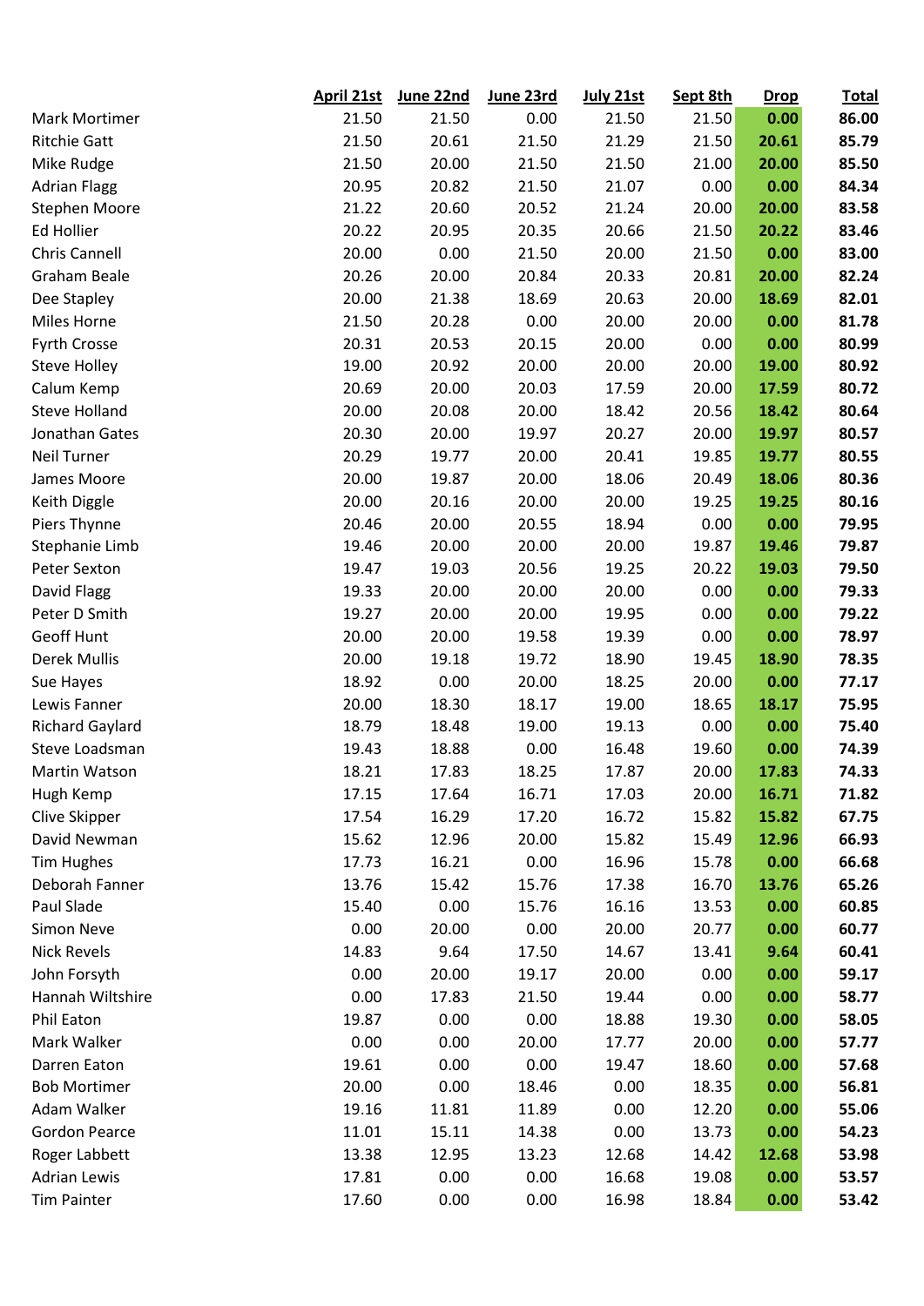| | April 21st | June 22nd | June 23rd | July 21st | Sept 8th | Drop | Total |
|---|---|---|---|---|---|---|---|
| Mark Mortimer | 21.50 | 21.50 | 0.00 | 21.50 | 21.50 | **0.00** | **86.00** |
| Ritchie Gatt | 21.50 | 20.61 | 21.50 | 21.29 | 21.50 | **20.61** | **85.79** |
| Mike Rudge | 21.50 | 20.00 | 21.50 | 21.50 | 21.00 | **20.00** | **85.50** |
| Adrian Flagg | 20.95 | 20.82 | 21.50 | 21.07 | 0.00 | **0.00** | **84.34** |
| Stephen Moore | 21.22 | 20.60 | 20.52 | 21.24 | 20.00 | **20.00** | **83.58** |
| Ed Hollier | 20.22 | 20.95 | 20.35 | 20.66 | 21.50 | **20.22** | **83.46** |
| Chris Cannell | 20.00 | 0.00 | 21.50 | 20.00 | 21.50 | **0.00** | **83.00** |
| Graham Beale | 20.26 | 20.00 | 20.84 | 20.33 | 20.81 | **20.00** | **82.24** |
| Dee Stapley | 20.00 | 21.38 | 18.69 | 20.63 | 20.00 | **18.69** | **82.01** |
| Miles Horne | 21.50 | 20.28 | 0.00 | 20.00 | 20.00 | **0.00** | **81.78** |
| Fyrth Crosse | 20.31 | 20.53 | 20.15 | 20.00 | 0.00 | **0.00** | **80.99** |
| Steve Holley | 19.00 | 20.92 | 20.00 | 20.00 | 20.00 | **19.00** | **80.92** |
| Calum Kemp | 20.69 | 20.00 | 20.03 | 17.59 | 20.00 | **17.59** | **80.72** |
| Steve Holland | 20.00 | 20.08 | 20.00 | 18.42 | 20.56 | **18.42** | **80.64** |
| Jonathan Gates | 20.30 | 20.00 | 19.97 | 20.27 | 20.00 | **19.97** | **80.57** |
| Neil Turner | 20.29 | 19.77 | 20.00 | 20.41 | 19.85 | **19.77** | **80.55** |
| James Moore | 20.00 | 19.87 | 20.00 | 18.06 | 20.49 | **18.06** | **80.36** |
| Keith Diggle | 20.00 | 20.16 | 20.00 | 20.00 | 19.25 | **19.25** | **80.16** |
| Piers Thynne | 20.46 | 20.00 | 20.55 | 18.94 | 0.00 | **0.00** | **79.95** |
| Stephanie Limb | 19.46 | 20.00 | 20.00 | 20.00 | 19.87 | **19.46** | **79.87** |
| Peter Sexton | 19.47 | 19.03 | 20.56 | 19.25 | 20.22 | **19.03** | **79.50** |
| David Flagg | 19.33 | 20.00 | 20.00 | 20.00 | 0.00 | **0.00** | **79.33** |
| Peter D Smith | 19.27 | 20.00 | 20.00 | 19.95 | 0.00 | **0.00** | **79.22** |
| Geoff Hunt | 20.00 | 20.00 | 19.58 | 19.39 | 0.00 | **0.00** | **78.97** |
| Derek Mullis | 20.00 | 19.18 | 19.72 | 18.90 | 19.45 | **18.90** | **78.35** |
| Sue Hayes | 18.92 | 0.00 | 20.00 | 18.25 | 20.00 | **0.00** | **77.17** |
| Lewis Fanner | 20.00 | 18.30 | 18.17 | 19.00 | 18.65 | **18.17** | **75.95** |
| Richard Gaylard | 18.79 | 18.48 | 19.00 | 19.13 | 0.00 | **0.00** | **75.40** |
| Steve Loadsman | 19.43 | 18.88 | 0.00 | 16.48 | 19.60 | **0.00** | **74.39** |
| Martin Watson | 18.21 | 17.83 | 18.25 | 17.87 | 20.00 | **17.83** | **74.33** |
| Hugh Kemp | 17.15 | 17.64 | 16.71 | 17.03 | 20.00 | **16.71** | **71.82** |
| Clive Skipper | 17.54 | 16.29 | 17.20 | 16.72 | 15.82 | **15.82** | **67.75** |
| David Newman | 15.62 | 12.96 | 20.00 | 15.82 | 15.49 | **12.96** | **66.93** |
| Tim Hughes | 17.73 | 16.21 | 0.00 | 16.96 | 15.78 | **0.00** | **66.68** |
| Deborah Fanner | 13.76 | 15.42 | 15.76 | 17.38 | 16.70 | **13.76** | **65.26** |
| Paul Slade | 15.40 | 0.00 | 15.76 | 16.16 | 13.53 | **0.00** | **60.85** |
| Simon Neve | 0.00 | 20.00 | 0.00 | 20.00 | 20.77 | **0.00** | **60.77** |
| Nick Revels | 14.83 | 9.64 | 17.50 | 14.67 | 13.41 | **9.64** | **60.41** |
| John Forsyth | 0.00 | 20.00 | 19.17 | 20.00 | 0.00 | **0.00** | **59.17** |
| Hannah Wiltshire | 0.00 | 17.83 | 21.50 | 19.44 | 0.00 | **0.00** | **58.77** |
| Phil Eaton | 19.87 | 0.00 | 0.00 | 18.88 | 19.30 | **0.00** | **58.05** |
| Mark Walker | 0.00 | 0.00 | 20.00 | 17.77 | 20.00 | **0.00** | **57.77** |
| Darren Eaton | 19.61 | 0.00 | 0.00 | 19.47 | 18.60 | **0.00** | **57.68** |
| Bob Mortimer | 20.00 | 0.00 | 18.46 | 0.00 | 18.35 | **0.00** | **56.81** |
| Adam Walker | 19.16 | 11.81 | 11.89 | 0.00 | 12.20 | **0.00** | **55.06** |
| Gordon Pearce | 11.01 | 15.11 | 14.38 | 0.00 | 13.73 | **0.00** | **54.23** |
| Roger Labbett | 13.38 | 12.95 | 13.23 | 12.68 | 14.42 | **12.68** | **53.98** |
| Adrian Lewis | 17.81 | 0.00 | 0.00 | 16.68 | 19.08 | **0.00** | **53.57** |
| Tim Painter | 17.60 | 0.00 | 0.00 | 16.98 | 18.84 | **0.00** | **53.42** |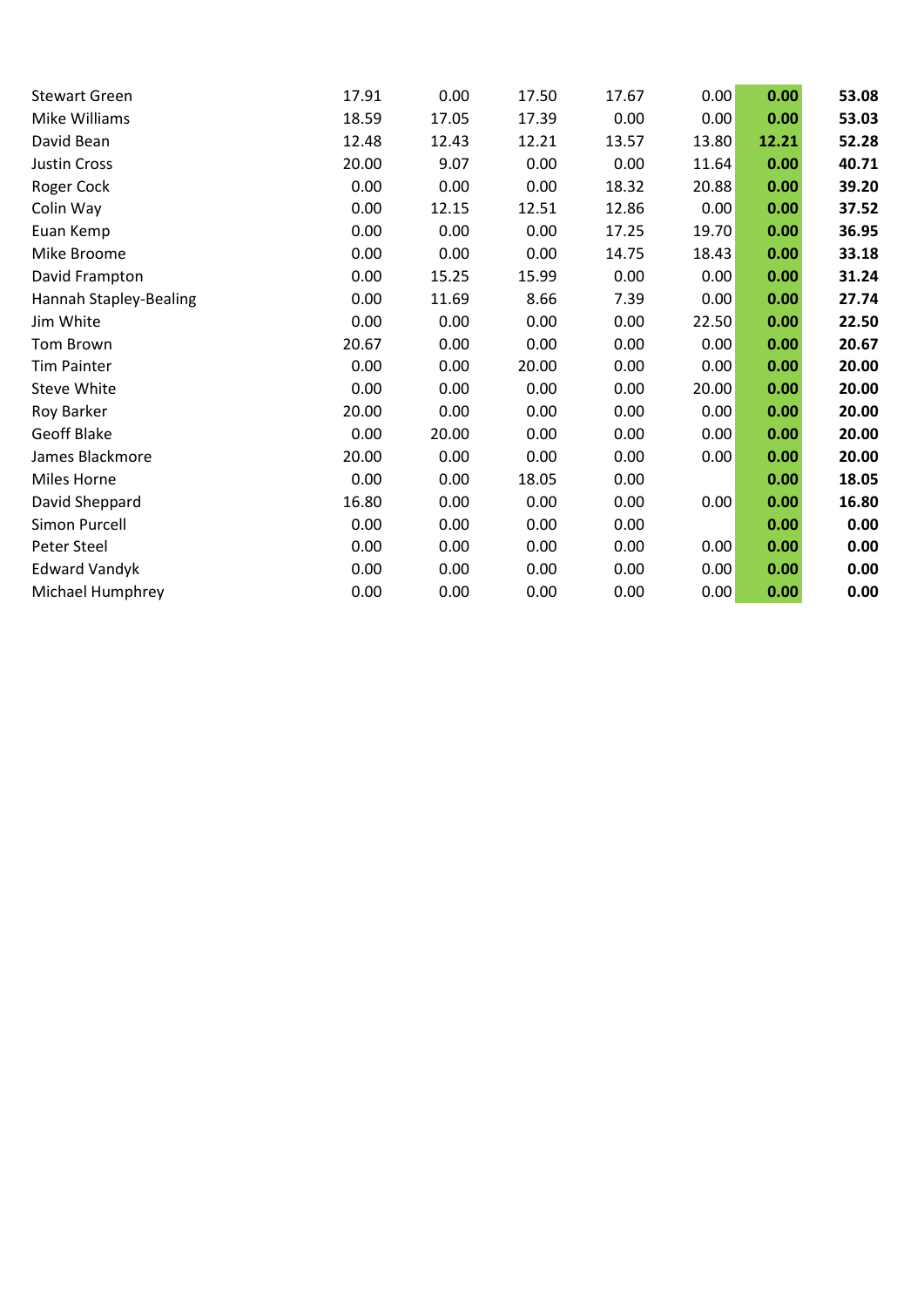| | | | | | | | |
|---|---|---|---|---|---|---|---|
| Stewart Green | 17.91 | 0.00 | 17.50 | 17.67 | 0.00 | **0.00** | **53.08** |
| Mike Williams | 18.59 | 17.05 | 17.39 | 0.00 | 0.00 | **0.00** | **53.03** |
| David Bean | 12.48 | 12.43 | 12.21 | 13.57 | 13.80 | **12.21** | **52.28** |
| Justin Cross | 20.00 | 9.07 | 0.00 | 0.00 | 11.64 | **0.00** | **40.71** |
| Roger Cock | 0.00 | 0.00 | 0.00 | 18.32 | 20.88 | **0.00** | **39.20** |
| Colin Way | 0.00 | 12.15 | 12.51 | 12.86 | 0.00 | **0.00** | **37.52** |
| Euan Kemp | 0.00 | 0.00 | 0.00 | 17.25 | 19.70 | **0.00** | **36.95** |
| Mike Broome | 0.00 | 0.00 | 0.00 | 14.75 | 18.43 | **0.00** | **33.18** |
| David Frampton | 0.00 | 15.25 | 15.99 | 0.00 | 0.00 | **0.00** | **31.24** |
| Hannah Stapley-Bealing | 0.00 | 11.69 | 8.66 | 7.39 | 0.00 | **0.00** | **27.74** |
| Jim White | 0.00 | 0.00 | 0.00 | 0.00 | 22.50 | **0.00** | **22.50** |
| Tom Brown | 20.67 | 0.00 | 0.00 | 0.00 | 0.00 | **0.00** | **20.67** |
| Tim Painter | 0.00 | 0.00 | 20.00 | 0.00 | 0.00 | **0.00** | **20.00** |
| Steve White | 0.00 | 0.00 | 0.00 | 0.00 | 20.00 | **0.00** | **20.00** |
| Roy Barker | 20.00 | 0.00 | 0.00 | 0.00 | 0.00 | **0.00** | **20.00** |
| Geoff Blake | 0.00 | 20.00 | 0.00 | 0.00 | 0.00 | **0.00** | **20.00** |
| James Blackmore | 20.00 | 0.00 | 0.00 | 0.00 | 0.00 | **0.00** | **20.00** |
| Miles Horne | 0.00 | 0.00 | 18.05 | 0.00 | | **0.00** | **18.05** |
| David Sheppard | 16.80 | 0.00 | 0.00 | 0.00 | 0.00 | **0.00** | **16.80** |
| Simon Purcell | 0.00 | 0.00 | 0.00 | 0.00 | | **0.00** | **0.00** |
| Peter Steel | 0.00 | 0.00 | 0.00 | 0.00 | 0.00 | **0.00** | **0.00** |
| Edward Vandyk | 0.00 | 0.00 | 0.00 | 0.00 | 0.00 | **0.00** | **0.00** |
| Michael Humphrey | 0.00 | 0.00 | 0.00 | 0.00 | 0.00 | **0.00** | **0.00** |